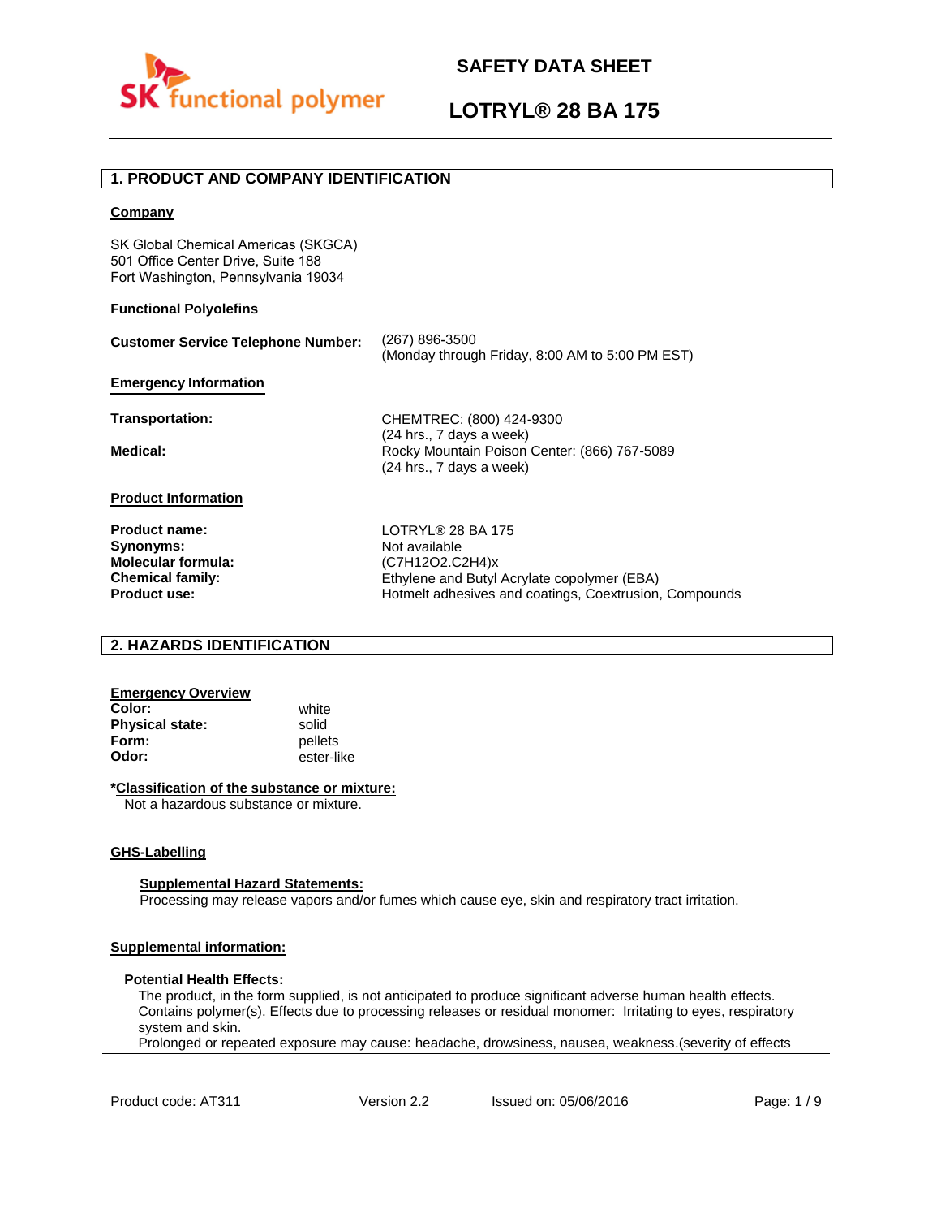# SAFETY DATA SHEET

# LOTRYL® 28 BA 175

## 1. PRODUCT AND COMPANY IDENTIFICATION

**Company**

SK Global Chemical Americas (SKGCA)
501 Office Center Drive, Suite 188
Fort Washington, Pennsylvania 19034

**Functional Polyolefins**

**Customer Service Telephone Number:** (267) 896-3500
(Monday through Friday, 8:00 AM to 5:00 PM EST)

**Emergency Information**

**Transportation:** CHEMTREC: (800) 424-9300
(24 hrs., 7 days a week)

**Medical:** Rocky Mountain Poison Center: (866) 767-5089
(24 hrs., 7 days a week)

**Product Information**

**Product name:** LOTRYL® 28 BA 175
**Synonyms:** Not available
**Molecular formula:** $(C_7H_{12}O_2.C_2H_4)_x$
**Chemical family:** Ethylene and Butyl Acrylate copolymer (EBA)
**Product use:** Hotmelt adhesives and coatings, Coextrusion, Compounds

## 2. HAZARDS IDENTIFICATION

**Emergency Overview**

**Color:** white
**Physical state:** solid
**Form:** pellets
**Odor:** ester-like

***Classification of the substance or mixture:**

Not a hazardous substance or mixture.

**GHS-Labelling**

**Supplemental Hazard Statements:**

Processing may release vapors and/or fumes which cause eye, skin and respiratory tract irritation.

**Supplemental information:**

**Potential Health Effects:**

The product, in the form supplied, is not anticipated to produce significant adverse human health effects.
Contains polymer(s). Effects due to processing releases or residual monomer: Irritating to eyes, respiratory system and skin.
Prolonged or repeated exposure may cause: headache, drowsiness, nausea, weakness.(severity of effects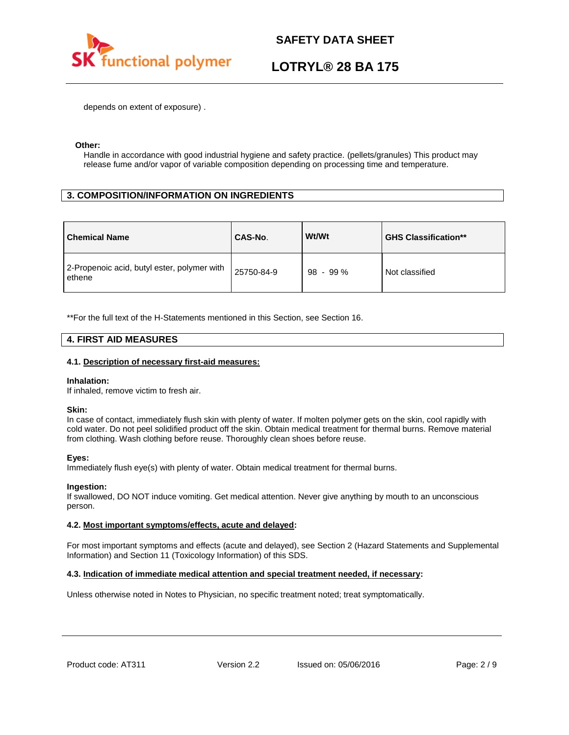depends on extent of exposure) .

**Other:**

Handle in accordance with good industrial hygiene and safety practice. (pellets/granules) This product may release fume and/or vapor of variable composition depending on processing time and temperature.

## 3. COMPOSITION/INFORMATION ON INGREDIENTS

| Chemical Name | CAS-No. | Wt/Wt | GHS Classification** |
|---|---|---|---|
| 2-Propenoic acid, butyl ester, polymer with ethene | 25750-84-9 | 98 - 99 % | Not classified |

**For the full text of the H-Statements mentioned in this Section, see Section 16.

## 4. FIRST AID MEASURES

### 4.1. Description of necessary first-aid measures:

**Inhalation:**
If inhaled, remove victim to fresh air.

**Skin:**
In case of contact, immediately flush skin with plenty of water. If molten polymer gets on the skin, cool rapidly with cold water. Do not peel solidified product off the skin. Obtain medical treatment for thermal burns. Remove material from clothing. Wash clothing before reuse. Thoroughly clean shoes before reuse.

**Eyes:**
Immediately flush eye(s) with plenty of water. Obtain medical treatment for thermal burns.

**Ingestion:**
If swallowed, DO NOT induce vomiting. Get medical attention. Never give anything by mouth to an unconscious person.

### 4.2. Most important symptoms/effects, acute and delayed:

For most important symptoms and effects (acute and delayed), see Section 2 (Hazard Statements and Supplemental Information) and Section 11 (Toxicology Information) of this SDS.

### 4.3. Indication of immediate medical attention and special treatment needed, if necessary:

Unless otherwise noted in Notes to Physician, no specific treatment noted; treat symptomatically.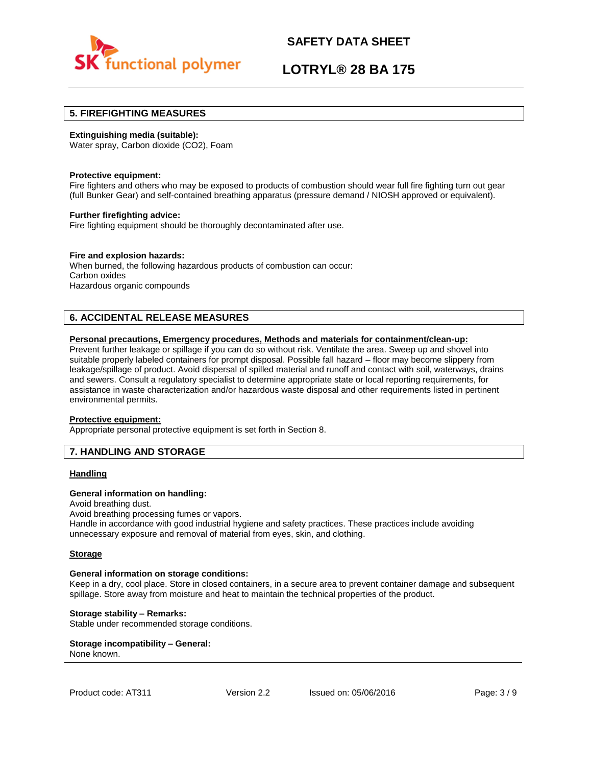## 5. FIREFIGHTING MEASURES

**Extinguishing media (suitable):**
Water spray, Carbon dioxide ($CO_2$), Foam

**Protective equipment:**
Fire fighters and others who may be exposed to products of combustion should wear full fire fighting turn out gear (full Bunker Gear) and self-contained breathing apparatus (pressure demand / NIOSH approved or equivalent).

**Further firefighting advice:**
Fire fighting equipment should be thoroughly decontaminated after use.

**Fire and explosion hazards:**
When burned, the following hazardous products of combustion can occur:
Carbon oxides
Hazardous organic compounds

## 6. ACCIDENTAL RELEASE MEASURES

**Personal precautions, Emergency procedures, Methods and materials for containment/clean-up:**
Prevent further leakage or spillage if you can do so without risk. Ventilate the area. Sweep up and shovel into suitable properly labeled containers for prompt disposal. Possible fall hazard – floor may become slippery from leakage/spillage of product. Avoid dispersal of spilled material and runoff and contact with soil, waterways, drains and sewers. Consult a regulatory specialist to determine appropriate state or local reporting requirements, for assistance in waste characterization and/or hazardous waste disposal and other requirements listed in pertinent environmental permits.

**Protective equipment:**
Appropriate personal protective equipment is set forth in Section 8.

## 7. HANDLING AND STORAGE

### Handling

**General information on handling:**
Avoid breathing dust.
Avoid breathing processing fumes or vapors.
Handle in accordance with good industrial hygiene and safety practices. These practices include avoiding unnecessary exposure and removal of material from eyes, skin, and clothing.

### Storage

**General information on storage conditions:**
Keep in a dry, cool place. Store in closed containers, in a secure area to prevent container damage and subsequent spillage. Store away from moisture and heat to maintain the technical properties of the product.

**Storage stability – Remarks:**
Stable under recommended storage conditions.

**Storage incompatibility – General:**
None known.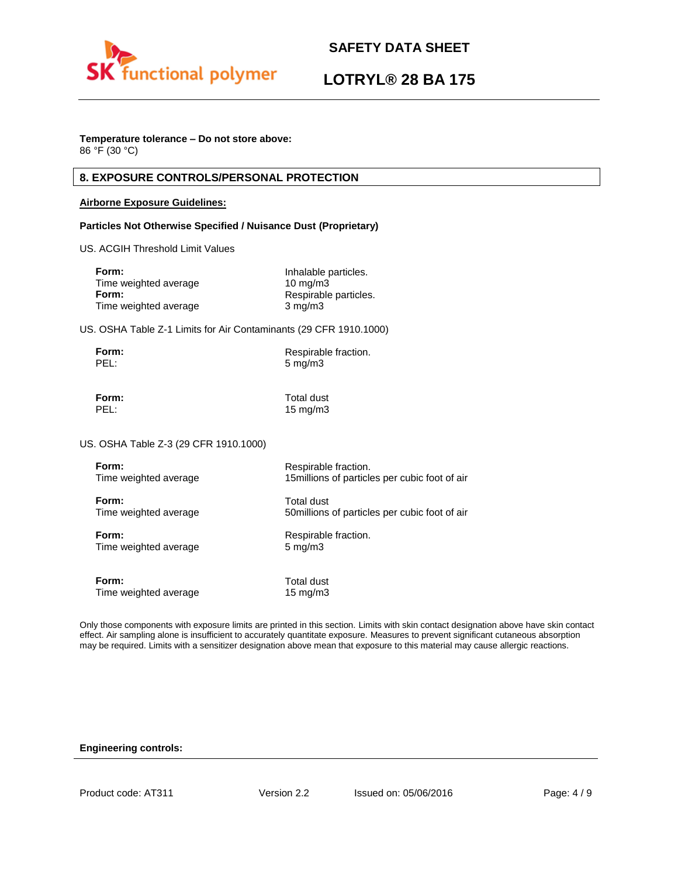**Temperature tolerance – Do not store above:**
86 °F (30 °C)

## 8. EXPOSURE CONTROLS/PERSONAL PROTECTION

**Airborne Exposure Guidelines:**

**Particles Not Otherwise Specified / Nuisance Dust (Proprietary)**

US. ACGIH Threshold Limit Values

| | |
|---|---|
| **Form:** | Inhalable particles. |
| Time weighted average | 10 mg/m3 |
| **Form:** | Respirable particles. |
| Time weighted average | 3 mg/m3 |

US. OSHA Table Z-1 Limits for Air Contaminants (29 CFR 1910.1000)

| | |
|---|---|
| **Form:** | Respirable fraction. |
| PEL: | 5 mg/m3 |
| **Form:** | Total dust |
| PEL: | 15 mg/m3 |

US. OSHA Table Z-3 (29 CFR 1910.1000)

| | |
|---|---|
| **Form:** | Respirable fraction. |
| Time weighted average | 15millions of particles per cubic foot of air |
| **Form:** | Total dust |
| Time weighted average | 50millions of particles per cubic foot of air |
| **Form:** | Respirable fraction. |
| Time weighted average | 5 mg/m3 |
| **Form:** | Total dust |
| Time weighted average | 15 mg/m3 |

Only those components with exposure limits are printed in this section. Limits with skin contact designation above have skin contact effect. Air sampling alone is insufficient to accurately quantitate exposure. Measures to prevent significant cutaneous absorption may be required. Limits with a sensitizer designation above mean that exposure to this material may cause allergic reactions.

**Engineering controls:**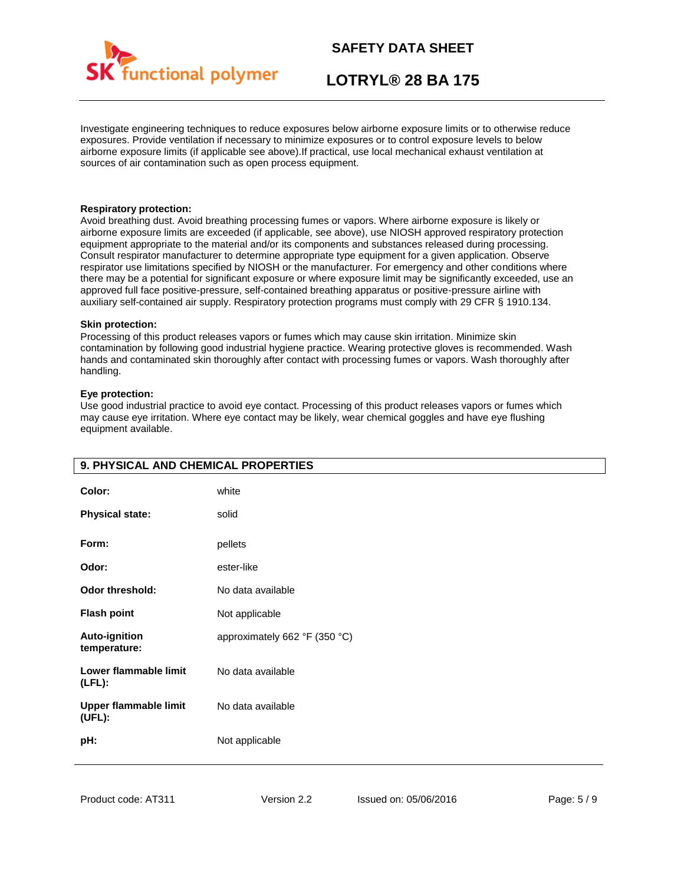Investigate engineering techniques to reduce exposures below airborne exposure limits or to otherwise reduce exposures. Provide ventilation if necessary to minimize exposures or to control exposure levels to below airborne exposure limits (if applicable see above).If practical, use local mechanical exhaust ventilation at sources of air contamination such as open process equipment.

**Respiratory protection:**
Avoid breathing dust. Avoid breathing processing fumes or vapors. Where airborne exposure is likely or airborne exposure limits are exceeded (if applicable, see above), use NIOSH approved respiratory protection equipment appropriate to the material and/or its components and substances released during processing. Consult respirator manufacturer to determine appropriate type equipment for a given application. Observe respirator use limitations specified by NIOSH or the manufacturer. For emergency and other conditions where there may be a potential for significant exposure or where exposure limit may be significantly exceeded, use an approved full face positive-pressure, self-contained breathing apparatus or positive-pressure airline with auxiliary self-contained air supply. Respiratory protection programs must comply with 29 CFR § 1910.134.

**Skin protection:**
Processing of this product releases vapors or fumes which may cause skin irritation. Minimize skin contamination by following good industrial hygiene practice. Wearing protective gloves is recommended. Wash hands and contaminated skin thoroughly after contact with processing fumes or vapors. Wash thoroughly after handling.

**Eye protection:**
Use good industrial practice to avoid eye contact. Processing of this product releases vapors or fumes which may cause eye irritation. Where eye contact may be likely, wear chemical goggles and have eye flushing equipment available.

## 9. PHYSICAL AND CHEMICAL PROPERTIES

| | |
|---|---|
| **Color:** | white |
| **Physical state:** | solid |
| **Form:** | pellets |
| **Odor:** | ester-like |
| **Odor threshold:** | No data available |
| **Flash point** | Not applicable |
| **Auto-ignition temperature:** | approximately 662 °F (350 °C) |
| **Lower flammable limit (LFL):** | No data available |
| **Upper flammable limit (UFL):** | No data available |
| **pH:** | Not applicable |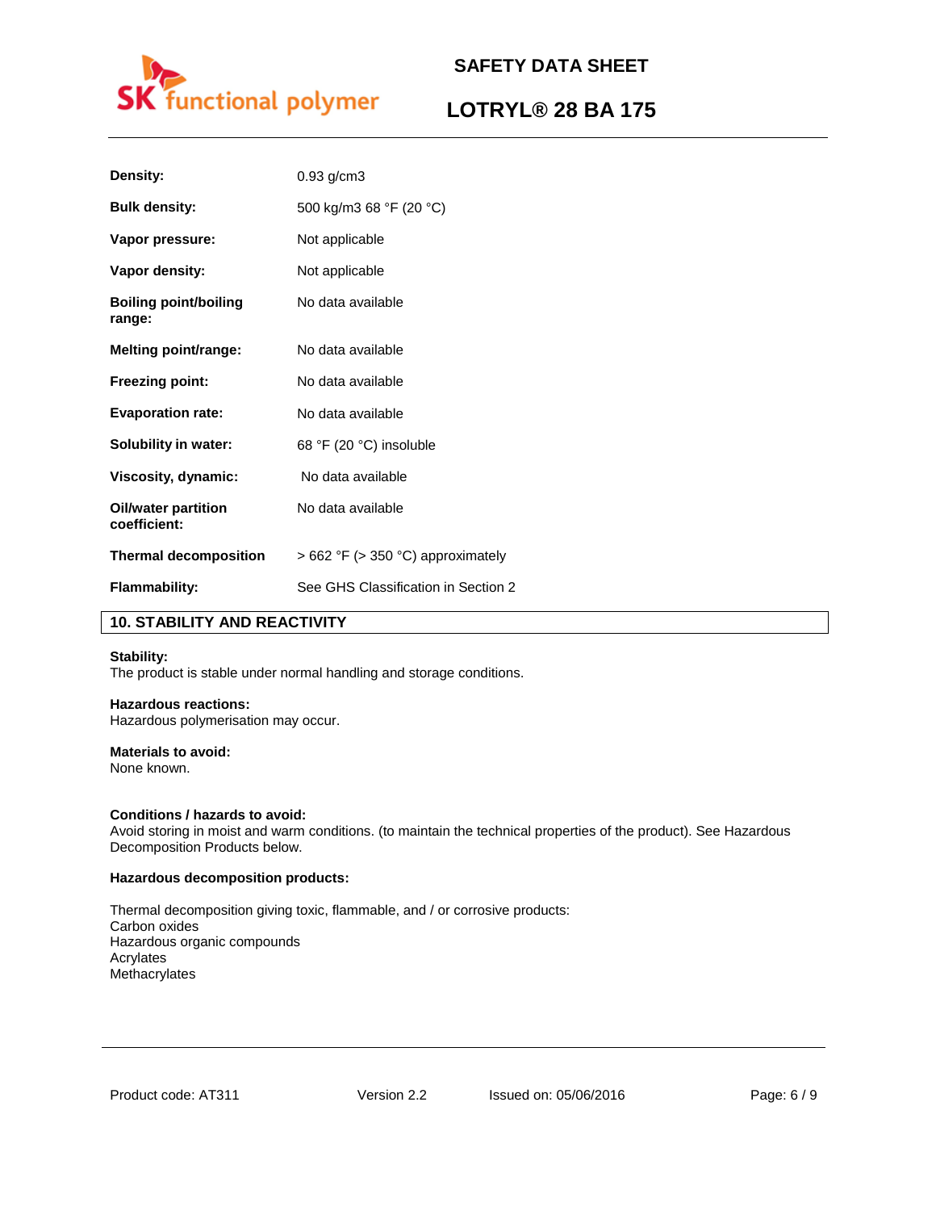| | |
|---|---|
| **Density:** | 0.93 g/cm3 |
| **Bulk density:** | 500 kg/m3 68 °F (20 °C) |
| **Vapor pressure:** | Not applicable |
| **Vapor density:** | Not applicable |
| **Boiling point/boiling range:** | No data available |
| **Melting point/range:** | No data available |
| **Freezing point:** | No data available |
| **Evaporation rate:** | No data available |
| **Solubility in water:** | 68 °F (20 °C) insoluble |
| **Viscosity, dynamic:** | No data available |
| **Oil/water partition coefficient:** | No data available |
| **Thermal decomposition** | > 662 °F (> 350 °C) approximately |
| **Flammability:** | See GHS Classification in Section 2 |

## 10. STABILITY AND REACTIVITY

**Stability:**
The product is stable under normal handling and storage conditions.

**Hazardous reactions:**
Hazardous polymerisation may occur.

**Materials to avoid:**
None known.

**Conditions / hazards to avoid:**
Avoid storing in moist and warm conditions. (to maintain the technical properties of the product). See Hazardous Decomposition Products below.

**Hazardous decomposition products:**

Thermal decomposition giving toxic, flammable, and / or corrosive products:
Carbon oxides
Hazardous organic compounds
Acrylates
Methacrylates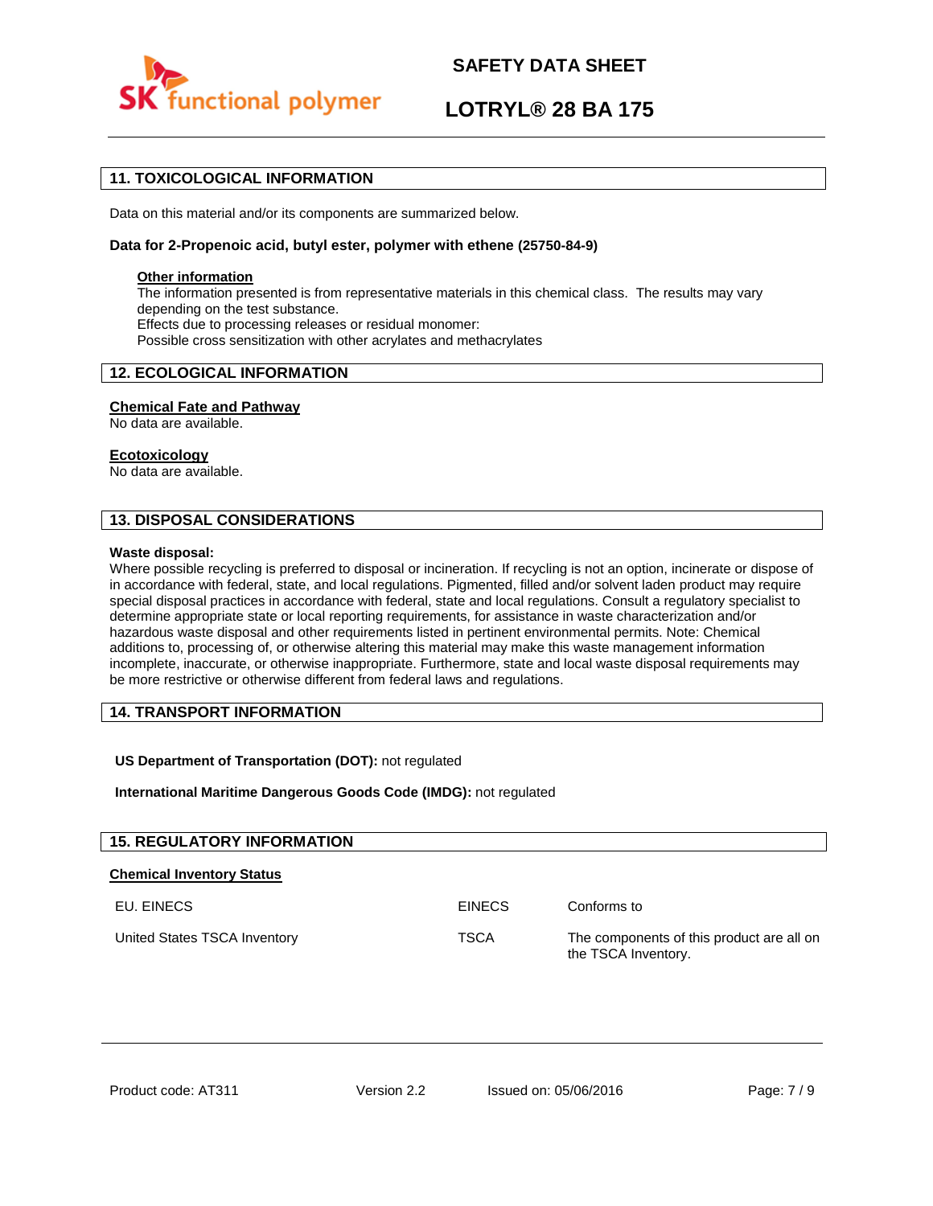## 11. TOXICOLOGICAL INFORMATION

Data on this material and/or its components are summarized below.

**Data for 2-Propenoic acid, butyl ester, polymer with ethene (25750-84-9)**

**Other information**
The information presented is from representative materials in this chemical class. The results may vary depending on the test substance.
Effects due to processing releases or residual monomer:
Possible cross sensitization with other acrylates and methacrylates

## 12. ECOLOGICAL INFORMATION

**Chemical Fate and Pathway**
No data are available.

**Ecotoxicology**
No data are available.

## 13. DISPOSAL CONSIDERATIONS

**Waste disposal:**
Where possible recycling is preferred to disposal or incineration. If recycling is not an option, incinerate or dispose of in accordance with federal, state, and local regulations. Pigmented, filled and/or solvent laden product may require special disposal practices in accordance with federal, state and local regulations. Consult a regulatory specialist to determine appropriate state or local reporting requirements, for assistance in waste characterization and/or hazardous waste disposal and other requirements listed in pertinent environmental permits. Note: Chemical additions to, processing of, or otherwise altering this material may make this waste management information incomplete, inaccurate, or otherwise inappropriate. Furthermore, state and local waste disposal requirements may be more restrictive or otherwise different from federal laws and regulations.

## 14. TRANSPORT INFORMATION

**US Department of Transportation (DOT):** not regulated

**International Maritime Dangerous Goods Code (IMDG):** not regulated

## 15. REGULATORY INFORMATION

**Chemical Inventory Status**

| | | |
|---|---|---|
| EU. EINECS | EINECS | Conforms to |
| United States TSCA Inventory | TSCA | The components of this product are all on the TSCA Inventory. |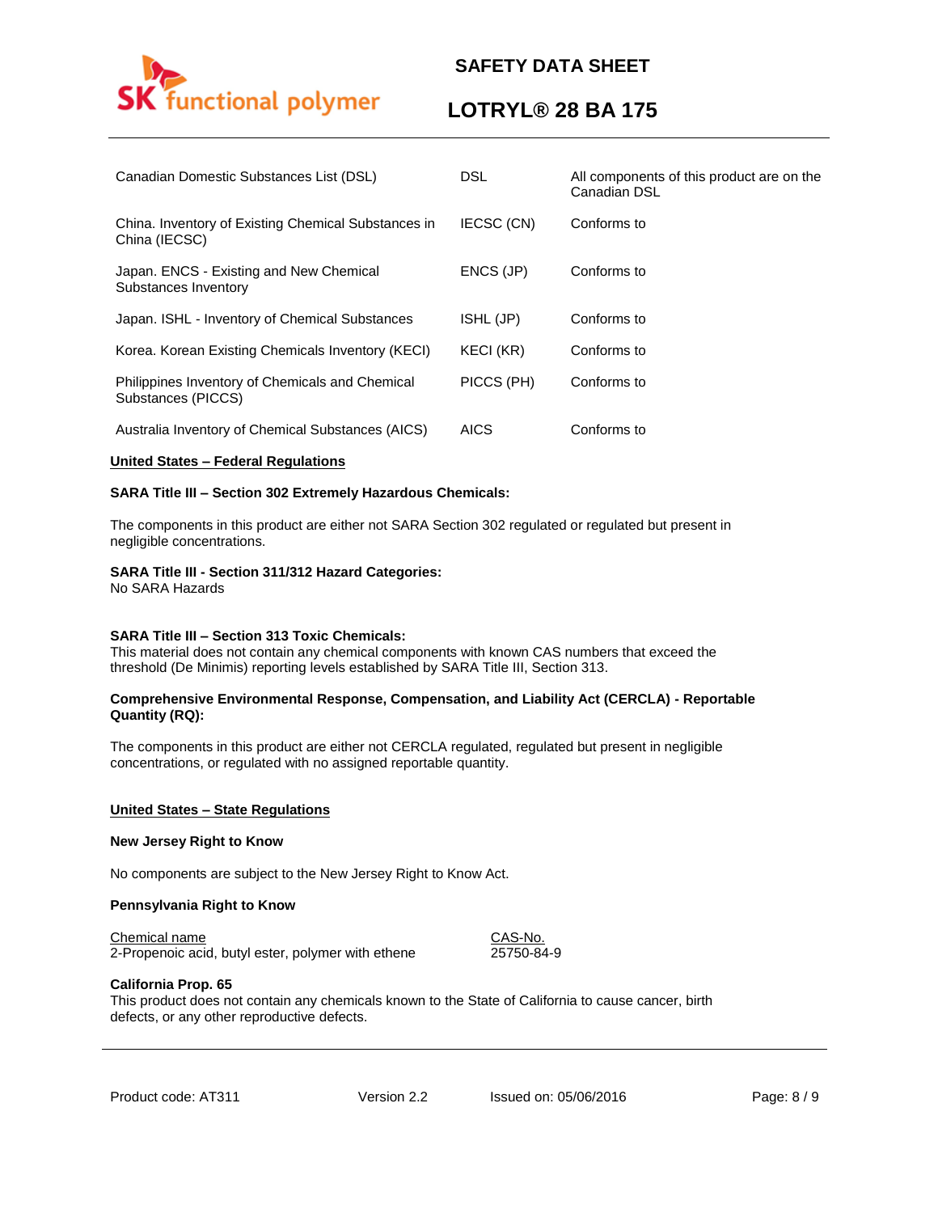| | | |
|---|---|---|
| Canadian Domestic Substances List (DSL) | DSL | All components of this product are on the Canadian DSL |
| China. Inventory of Existing Chemical Substances in China (IECSC) | IECSC (CN) | Conforms to |
| Japan. ENCS - Existing and New Chemical Substances Inventory | ENCS (JP) | Conforms to |
| Japan. ISHL - Inventory of Chemical Substances | ISHL (JP) | Conforms to |
| Korea. Korean Existing Chemicals Inventory (KECI) | KECI (KR) | Conforms to |
| Philippines Inventory of Chemicals and Chemical Substances (PICCS) | PICCS (PH) | Conforms to |
| Australia Inventory of Chemical Substances (AICS) | AICS | Conforms to |

**United States – Federal Regulations**

**SARA Title III – Section 302 Extremely Hazardous Chemicals:**

The components in this product are either not SARA Section 302 regulated or regulated but present in negligible concentrations.

**SARA Title III - Section 311/312 Hazard Categories:**
No SARA Hazards

**SARA Title III – Section 313 Toxic Chemicals:**
This material does not contain any chemical components with known CAS numbers that exceed the threshold (De Minimis) reporting levels established by SARA Title III, Section 313.

**Comprehensive Environmental Response, Compensation, and Liability Act (CERCLA) - Reportable Quantity (RQ):**

The components in this product are either not CERCLA regulated, regulated but present in negligible concentrations, or regulated with no assigned reportable quantity.

**United States – State Regulations**

**New Jersey Right to Know**

No components are subject to the New Jersey Right to Know Act.

**Pennsylvania Right to Know**

| Chemical name | CAS-No. |
|---|---|
| 2-Propenoic acid, butyl ester, polymer with ethene | 25750-84-9 |

**California Prop. 65**
This product does not contain any chemicals known to the State of California to cause cancer, birth defects, or any other reproductive defects.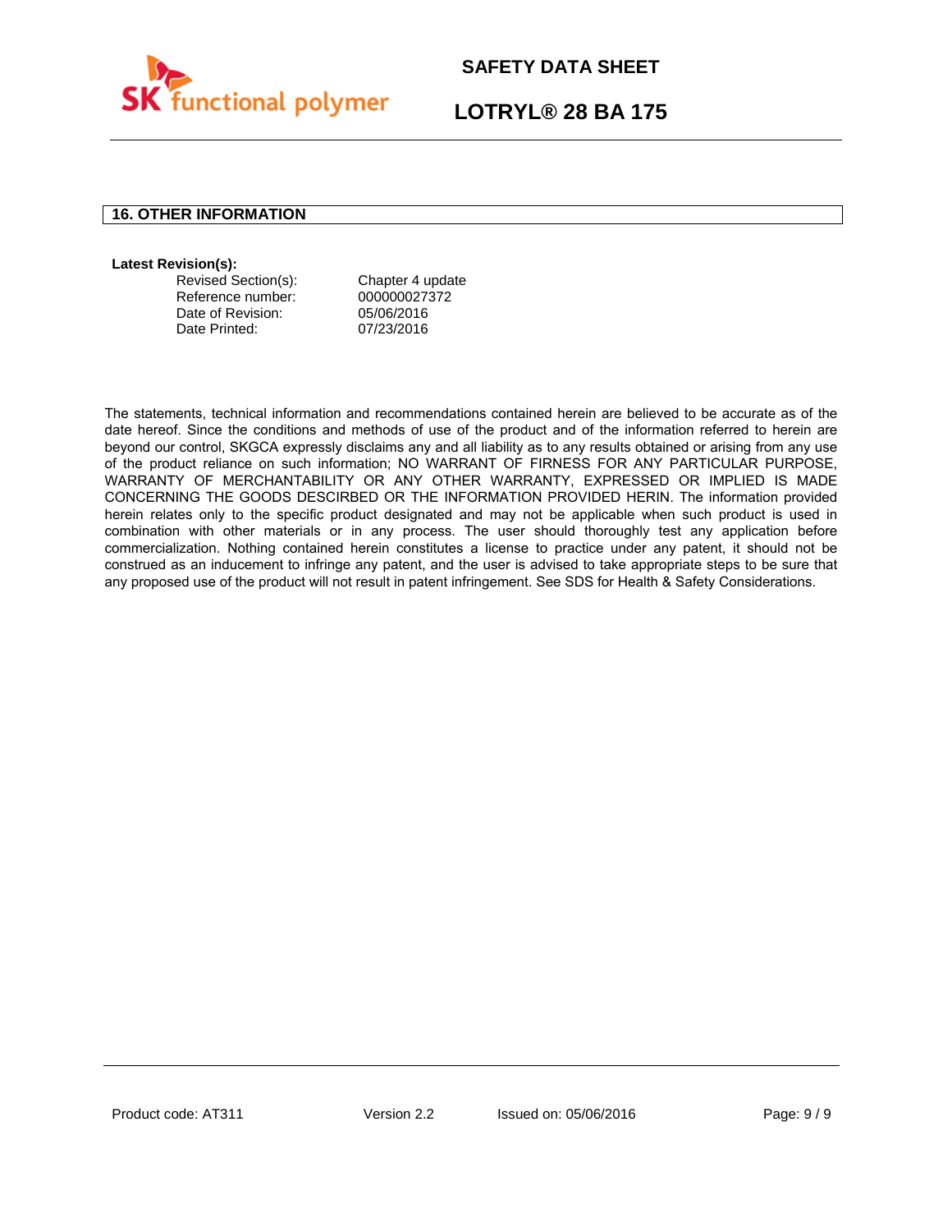## 16. OTHER INFORMATION

**Latest Revision(s):**

| | |
|---|---|
| Revised Section(s): | Chapter 4 update |
| Reference number: | 000000027372 |
| Date of Revision: | 05/06/2016 |
| Date Printed: | 07/23/2016 |

The statements, technical information and recommendations contained herein are believed to be accurate as of the date hereof. Since the conditions and methods of use of the product and of the information referred to herein are beyond our control, SKGCA expressly disclaims any and all liability as to any results obtained or arising from any use of the product reliance on such information; NO WARRANT OF FIRNESS FOR ANY PARTICULAR PURPOSE, WARRANTY OF MERCHANTABILITY OR ANY OTHER WARRANTY, EXPRESSED OR IMPLIED IS MADE CONCERNING THE GOODS DESCRIBED OR THE INFORMATION PROVIDED HERIN. The information provided herein relates only to the specific product designated and may not be applicable when such product is used in combination with other materials or in any process. The user should thoroughly test any application before commercialization. Nothing contained herein constitutes a license to practice under any patent, it should not be construed as an inducement to infringe any patent, and the user is advised to take appropriate steps to be sure that any proposed use of the product will not result in patent infringement. See SDS for Health & Safety Considerations.